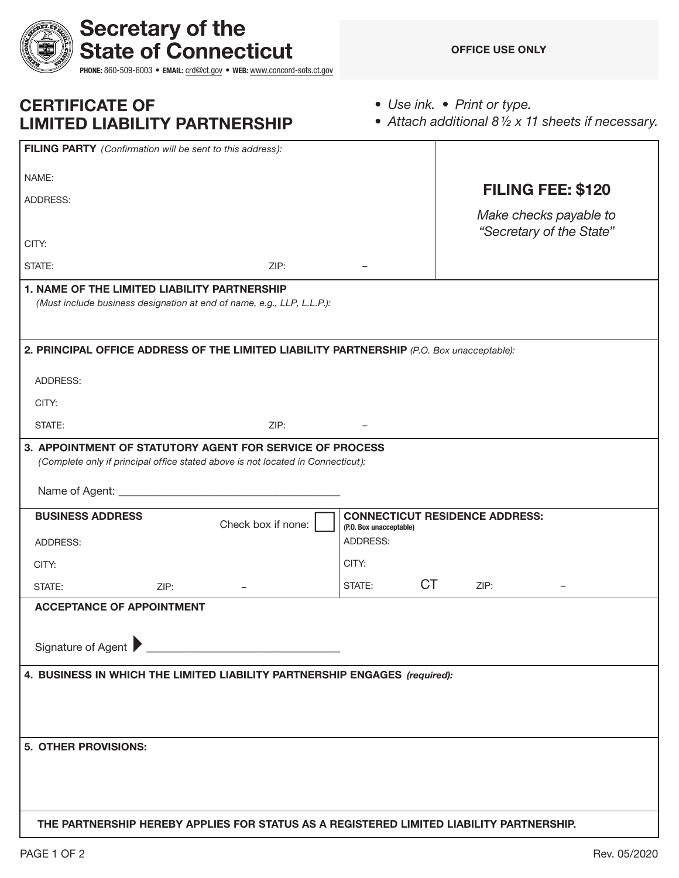# Secretary of the State of Connecticut

**PHONE:** 860-509-6003 • **EMAIL:** crd@ct.gov • **WEB:** www.concord-sots.ct.gov

**OFFICE USE ONLY**

## CERTIFICATE OF LIMITED LIABILITY PARTNERSHIP

- *Use ink.* • *Print or type.*
- *Attach additional 8½ x 11 sheets if necessary.*

**FILING PARTY** *(Confirmation will be sent to this address):*

NAME:

ADDRESS:

CITY:

STATE: ZIP: –

**FILING FEE: $120**

*Make checks payable to "Secretary of the State"*

**1. NAME OF THE LIMITED LIABILITY PARTNERSHIP**
*(Must include business designation at end of name, e.g., LLP, L.L.P.):*

**2. PRINCIPAL OFFICE ADDRESS OF THE LIMITED LIABILITY PARTNERSHIP** *(P.O. Box unacceptable):*

ADDRESS:

CITY:

STATE: ZIP: –

**3. APPOINTMENT OF STATUTORY AGENT FOR SERVICE OF PROCESS**
*(Complete only if principal office stated above is not located in Connecticut):*

Name of Agent: ______________________________________

**BUSINESS ADDRESS** Check box if none: ☐

ADDRESS:

CITY:

STATE: ZIP: –

**CONNECTICUT RESIDENCE ADDRESS:**
**(P.O. Box unacceptable)**

ADDRESS:

CITY:

STATE: CT ZIP: –

**ACCEPTANCE OF APPOINTMENT**

Signature of Agent ▶ ________________________________

**4. BUSINESS IN WHICH THE LIMITED LIABILITY PARTNERSHIP ENGAGES** *(required):*

**5. OTHER PROVISIONS:**

**THE PARTNERSHIP HEREBY APPLIES FOR STATUS AS A REGISTERED LIMITED LIABILITY PARTNERSHIP.**

Rev. 05/2020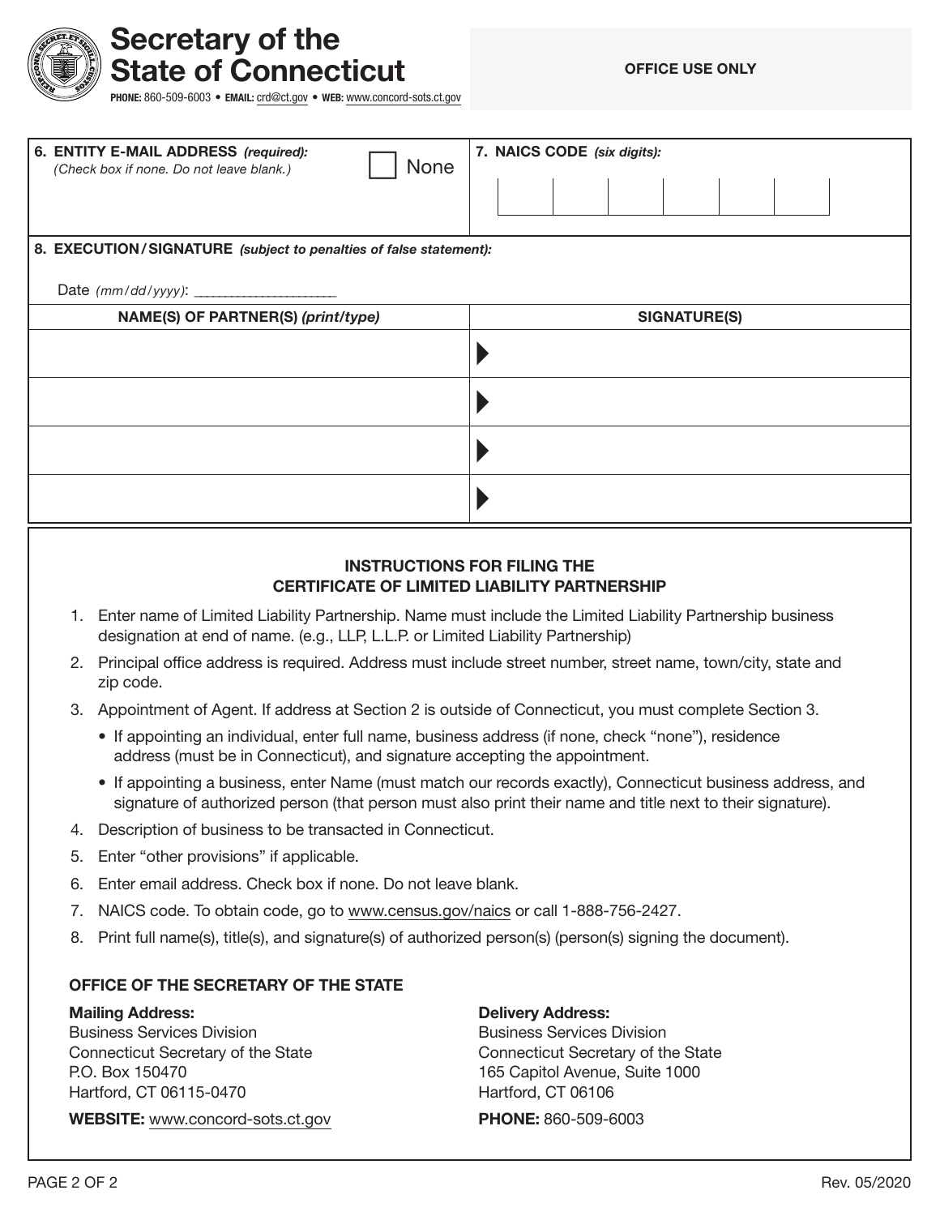# Secretary of the State of Connecticut

**PHONE:** 860-509-6003 • **EMAIL:** crd@ct.gov • **WEB:** www.concord-sots.ct.gov

**OFFICE USE ONLY**

| | |
|---|---|
| **6. ENTITY E-MAIL ADDRESS** *(required):* *(Check box if none. Do not leave blank.)* ☐ None | **7. NAICS CODE** *(six digits):* |

**8. EXECUTION / SIGNATURE** *(subject to penalties of false statement):*

Date *(mm/dd/yyyy)*: ____________________

| NAME(S) OF PARTNER(S) (print/type) | SIGNATURE(S) |
|---|---|
| | ▶ |
| | ▶ |
| | ▶ |
| | ▶ |

## INSTRUCTIONS FOR FILING THE CERTIFICATE OF LIMITED LIABILITY PARTNERSHIP

1. Enter name of Limited Liability Partnership. Name must include the Limited Liability Partnership business designation at end of name. (e.g., LLP, L.L.P. or Limited Liability Partnership)
2. Principal office address is required. Address must include street number, street name, town/city, state and zip code.
3. Appointment of Agent. If address at Section 2 is outside of Connecticut, you must complete Section 3.
   - If appointing an individual, enter full name, business address (if none, check "none"), residence address (must be in Connecticut), and signature accepting the appointment.
   - If appointing a business, enter Name (must match our records exactly), Connecticut business address, and signature of authorized person (that person must also print their name and title next to their signature).
4. Description of business to be transacted in Connecticut.
5. Enter "other provisions" if applicable.
6. Enter email address. Check box if none. Do not leave blank.
7. NAICS code. To obtain code, go to www.census.gov/naics or call 1-888-756-2427.
8. Print full name(s), title(s), and signature(s) of authorized person(s) (person(s) signing the document).

### OFFICE OF THE SECRETARY OF THE STATE

**Mailing Address:**
Business Services Division
Connecticut Secretary of the State
P.O. Box 150470
Hartford, CT 06115-0470

**WEBSITE:** www.concord-sots.ct.gov

**Delivery Address:**
Business Services Division
Connecticut Secretary of the State
165 Capitol Avenue, Suite 1000
Hartford, CT 06106

**PHONE:** 860-509-6003

Rev. 05/2020